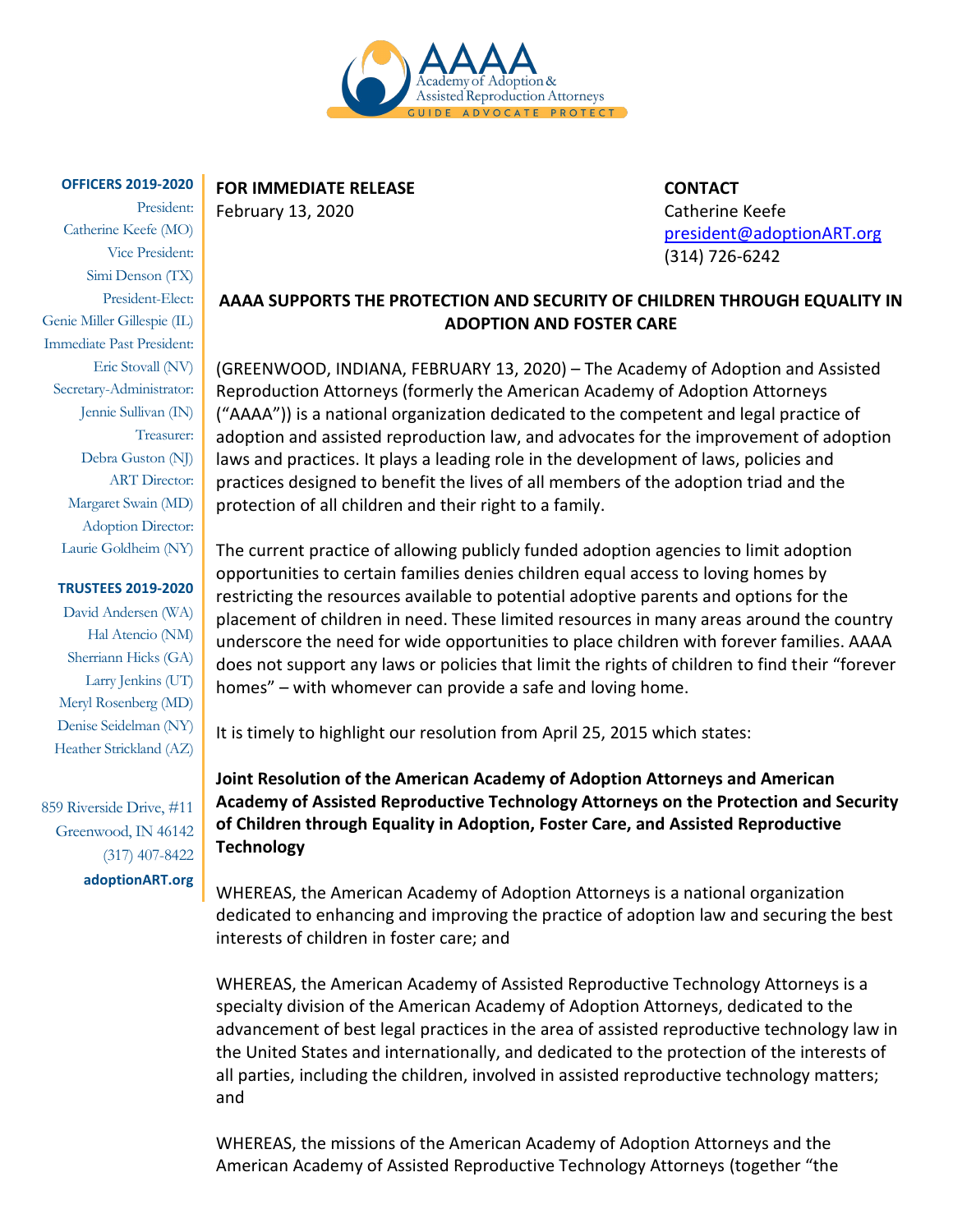AAAA
Academy of Adoption & Assisted Reproduction Attorneys
GUIDE ADVOCATE PROTECT

**OFFICERS 2019-2020**

President: Catherine Keefe (MO)
Vice President: Simi Denson (TX)
President-Elect: Genie Miller Gillespie (IL)
Immediate Past President: Eric Stovall (NV)
Secretary-Administrator: Jennie Sullivan (IN)
Treasurer: Debra Guston (NJ)
ART Director: Margaret Swain (MD)
Adoption Director: Laurie Goldheim (NY)

**TRUSTEES 2019-2020**

David Andersen (WA)
Hal Atencio (NM)
Sherriann Hicks (GA)
Larry Jenkins (UT)
Meryl Rosenberg (MD)
Denise Seidelman (NY)
Heather Strickland (AZ)

859 Riverside Drive, #11
Greenwood, IN 46142
(317) 407-8422
**adoptionART.org**

**FOR IMMEDIATE RELEASE**
February 13, 2020

**CONTACT**
Catherine Keefe
president@adoptionART.org
(314) 726-6242

## AAAA SUPPORTS THE PROTECTION AND SECURITY OF CHILDREN THROUGH EQUALITY IN ADOPTION AND FOSTER CARE

(GREENWOOD, INDIANA, FEBRUARY 13, 2020) – The Academy of Adoption and Assisted Reproduction Attorneys (formerly the American Academy of Adoption Attorneys ("AAAA")) is a national organization dedicated to the competent and legal practice of adoption and assisted reproduction law, and advocates for the improvement of adoption laws and practices. It plays a leading role in the development of laws, policies and practices designed to benefit the lives of all members of the adoption triad and the protection of all children and their right to a family.

The current practice of allowing publicly funded adoption agencies to limit adoption opportunities to certain families denies children equal access to loving homes by restricting the resources available to potential adoptive parents and options for the placement of children in need. These limited resources in many areas around the country underscore the need for wide opportunities to place children with forever families. AAAA does not support any laws or policies that limit the rights of children to find their "forever homes" – with whomever can provide a safe and loving home.

It is timely to highlight our resolution from April 25, 2015 which states:

**Joint Resolution of the American Academy of Adoption Attorneys and American Academy of Assisted Reproductive Technology Attorneys on the Protection and Security of Children through Equality in Adoption, Foster Care, and Assisted Reproductive Technology**

WHEREAS, the American Academy of Adoption Attorneys is a national organization dedicated to enhancing and improving the practice of adoption law and securing the best interests of children in foster care; and

WHEREAS, the American Academy of Assisted Reproductive Technology Attorneys is a specialty division of the American Academy of Adoption Attorneys, dedicated to the advancement of best legal practices in the area of assisted reproductive technology law in the United States and internationally, and dedicated to the protection of the interests of all parties, including the children, involved in assisted reproductive technology matters; and

WHEREAS, the missions of the American Academy of Adoption Attorneys and the American Academy of Assisted Reproductive Technology Attorneys (together "the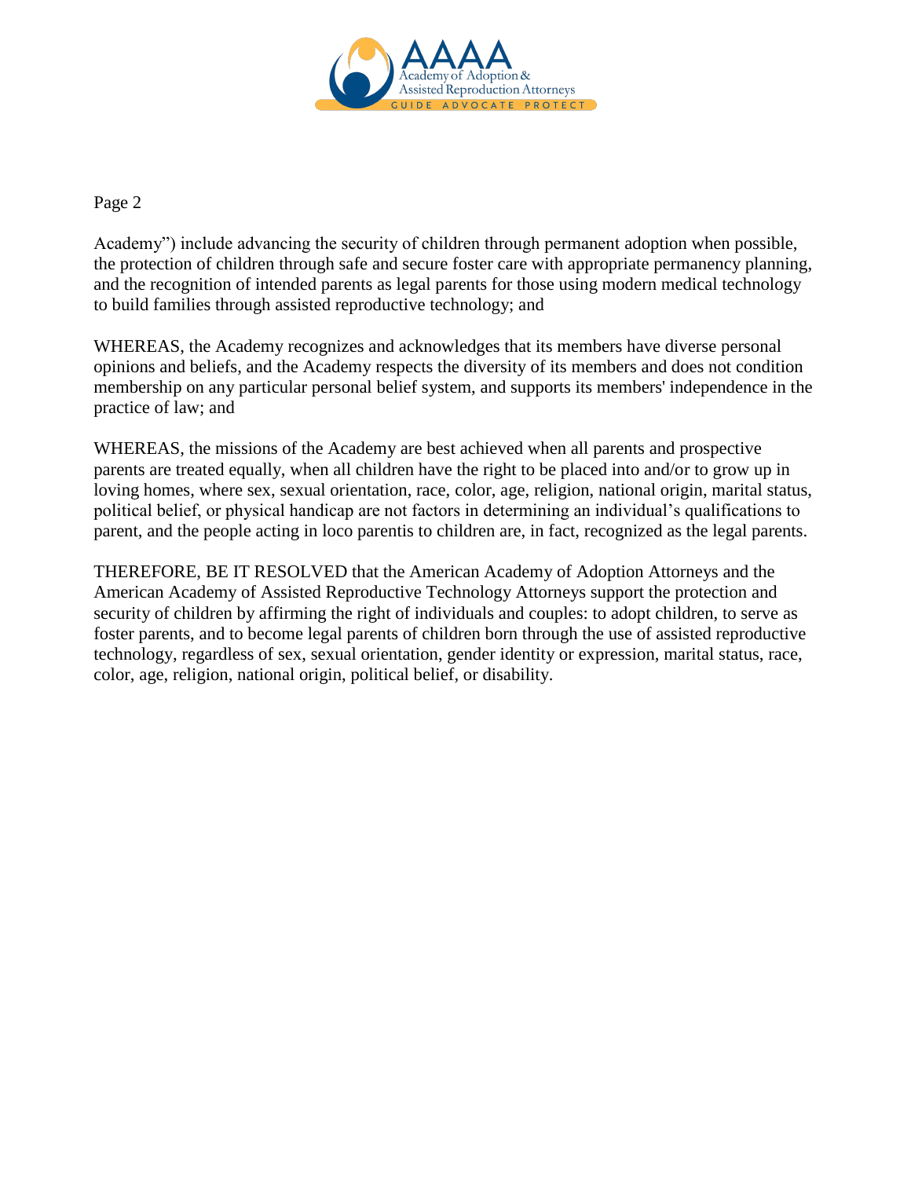Academy") include advancing the security of children through permanent adoption when possible, the protection of children through safe and secure foster care with appropriate permanency planning, and the recognition of intended parents as legal parents for those using modern medical technology to build families through assisted reproductive technology; and

WHEREAS, the Academy recognizes and acknowledges that its members have diverse personal opinions and beliefs, and the Academy respects the diversity of its members and does not condition membership on any particular personal belief system, and supports its members' independence in the practice of law; and

WHEREAS, the missions of the Academy are best achieved when all parents and prospective parents are treated equally, when all children have the right to be placed into and/or to grow up in loving homes, where sex, sexual orientation, race, color, age, religion, national origin, marital status, political belief, or physical handicap are not factors in determining an individual's qualifications to parent, and the people acting in loco parentis to children are, in fact, recognized as the legal parents.

THEREFORE, BE IT RESOLVED that the American Academy of Adoption Attorneys and the American Academy of Assisted Reproductive Technology Attorneys support the protection and security of children by affirming the right of individuals and couples: to adopt children, to serve as foster parents, and to become legal parents of children born through the use of assisted reproductive technology, regardless of sex, sexual orientation, gender identity or expression, marital status, race, color, age, religion, national origin, political belief, or disability.